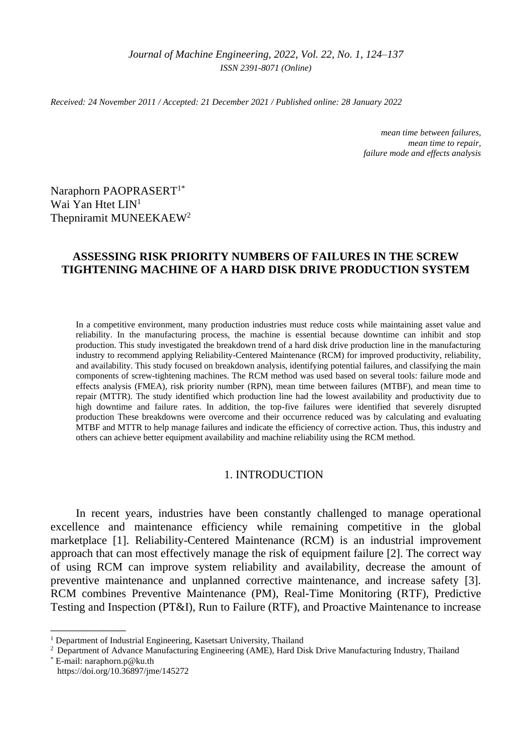*Received: 24 November 2011 / Accepted: 21 December 2021 / Published online: 28 January 2022*

*mean time between failures,*
*mean time to repair,*
*failure mode and effects analysis*

Naraphorn PAOPRASERT[1*]
Wai Yan Htet LIN[1]
Thepniramit MUNEEKAEW[2]

# ASSESSING RISK PRIORITY NUMBERS OF FAILURES IN THE SCREW TIGHTENING MACHINE OF A HARD DISK DRIVE PRODUCTION SYSTEM

In a competitive environment, many production industries must reduce costs while maintaining asset value and reliability. In the manufacturing process, the machine is essential because downtime can inhibit and stop production. This study investigated the breakdown trend of a hard disk drive production line in the manufacturing industry to recommend applying Reliability-Centered Maintenance (RCM) for improved productivity, reliability, and availability. This study focused on breakdown analysis, identifying potential failures, and classifying the main components of screw-tightening machines. The RCM method was used based on several tools: failure mode and effects analysis (FMEA), risk priority number (RPN), mean time between failures (MTBF), and mean time to repair (MTTR). The study identified which production line had the lowest availability and productivity due to high downtime and failure rates. In addition, the top-five failures were identified that severely disrupted production These breakdowns were overcome and their occurrence reduced was by calculating and evaluating MTBF and MTTR to help manage failures and indicate the efficiency of corrective action. Thus, this industry and others can achieve better equipment availability and machine reliability using the RCM method.

## 1. INTRODUCTION

In recent years, industries have been constantly challenged to manage operational excellence and maintenance efficiency while remaining competitive in the global marketplace [1]. Reliability-Centered Maintenance (RCM) is an industrial improvement approach that can most effectively manage the risk of equipment failure [2]. The correct way of using RCM can improve system reliability and availability, decrease the amount of preventive maintenance and unplanned corrective maintenance, and increase safety [3]. RCM combines Preventive Maintenance (PM), Real-Time Monitoring (RTF), Predictive Testing and Inspection (PT&I), Run to Failure (RTF), and Proactive Maintenance to increase

---

[1] Department of Industrial Engineering, Kasetsart University, Thailand
[2] Department of Advance Manufacturing Engineering (AME), Hard Disk Drive Manufacturing Industry, Thailand
[*] E-mail: naraphorn.p@ku.th
https://doi.org/10.36897/jme/145272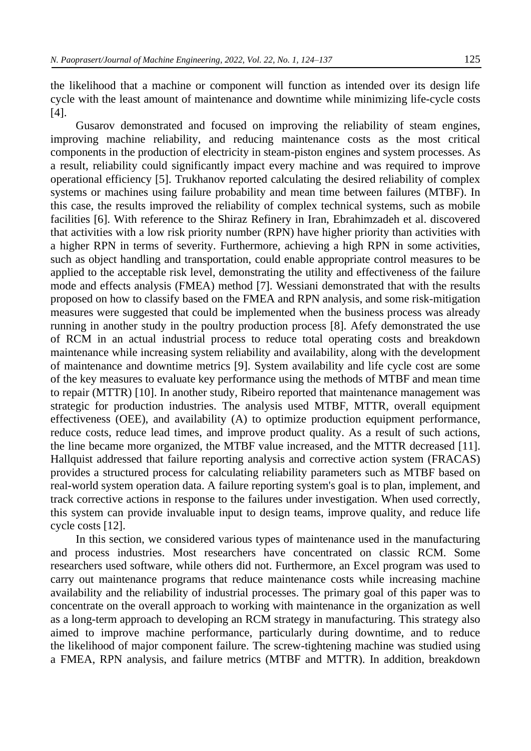the likelihood that a machine or component will function as intended over its design life cycle with the least amount of maintenance and downtime while minimizing life-cycle costs [4].

Gusarov demonstrated and focused on improving the reliability of steam engines, improving machine reliability, and reducing maintenance costs as the most critical components in the production of electricity in steam-piston engines and system processes. As a result, reliability could significantly impact every machine and was required to improve operational efficiency [5]. Trukhanov reported calculating the desired reliability of complex systems or machines using failure probability and mean time between failures (MTBF). In this case, the results improved the reliability of complex technical systems, such as mobile facilities [6]. With reference to the Shiraz Refinery in Iran, Ebrahimzadeh et al. discovered that activities with a low risk priority number (RPN) have higher priority than activities with a higher RPN in terms of severity. Furthermore, achieving a high RPN in some activities, such as object handling and transportation, could enable appropriate control measures to be applied to the acceptable risk level, demonstrating the utility and effectiveness of the failure mode and effects analysis (FMEA) method [7]. Wessiani demonstrated that with the results proposed on how to classify based on the FMEA and RPN analysis, and some risk-mitigation measures were suggested that could be implemented when the business process was already running in another study in the poultry production process [8]. Afefy demonstrated the use of RCM in an actual industrial process to reduce total operating costs and breakdown maintenance while increasing system reliability and availability, along with the development of maintenance and downtime metrics [9]. System availability and life cycle cost are some of the key measures to evaluate key performance using the methods of MTBF and mean time to repair (MTTR) [10]. In another study, Ribeiro reported that maintenance management was strategic for production industries. The analysis used MTBF, MTTR, overall equipment effectiveness (OEE), and availability (A) to optimize production equipment performance, reduce costs, reduce lead times, and improve product quality. As a result of such actions, the line became more organized, the MTBF value increased, and the MTTR decreased [11]. Hallquist addressed that failure reporting analysis and corrective action system (FRACAS) provides a structured process for calculating reliability parameters such as MTBF based on real-world system operation data. A failure reporting system's goal is to plan, implement, and track corrective actions in response to the failures under investigation. When used correctly, this system can provide invaluable input to design teams, improve quality, and reduce life cycle costs [12].

In this section, we considered various types of maintenance used in the manufacturing and process industries. Most researchers have concentrated on classic RCM. Some researchers used software, while others did not. Furthermore, an Excel program was used to carry out maintenance programs that reduce maintenance costs while increasing machine availability and the reliability of industrial processes. The primary goal of this paper was to concentrate on the overall approach to working with maintenance in the organization as well as a long-term approach to developing an RCM strategy in manufacturing. This strategy also aimed to improve machine performance, particularly during downtime, and to reduce the likelihood of major component failure. The screw-tightening machine was studied using a FMEA, RPN analysis, and failure metrics (MTBF and MTTR). In addition, breakdown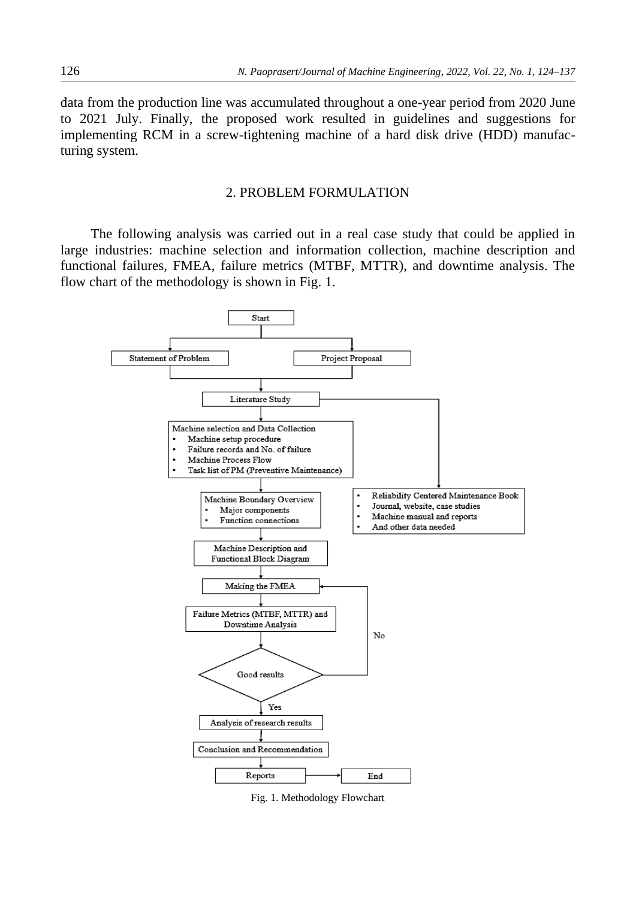data from the production line was accumulated throughout a one-year period from 2020 June to 2021 July. Finally, the proposed work resulted in guidelines and suggestions for implementing RCM in a screw-tightening machine of a hard disk drive (HDD) manufacturing system.

## 2. PROBLEM FORMULATION

The following analysis was carried out in a real case study that could be applied in large industries: machine selection and information collection, machine description and functional failures, FMEA, failure metrics (MTBF, MTTR), and downtime analysis. The flow chart of the methodology is shown in Fig. 1.

Fig. 1. Methodology Flowchart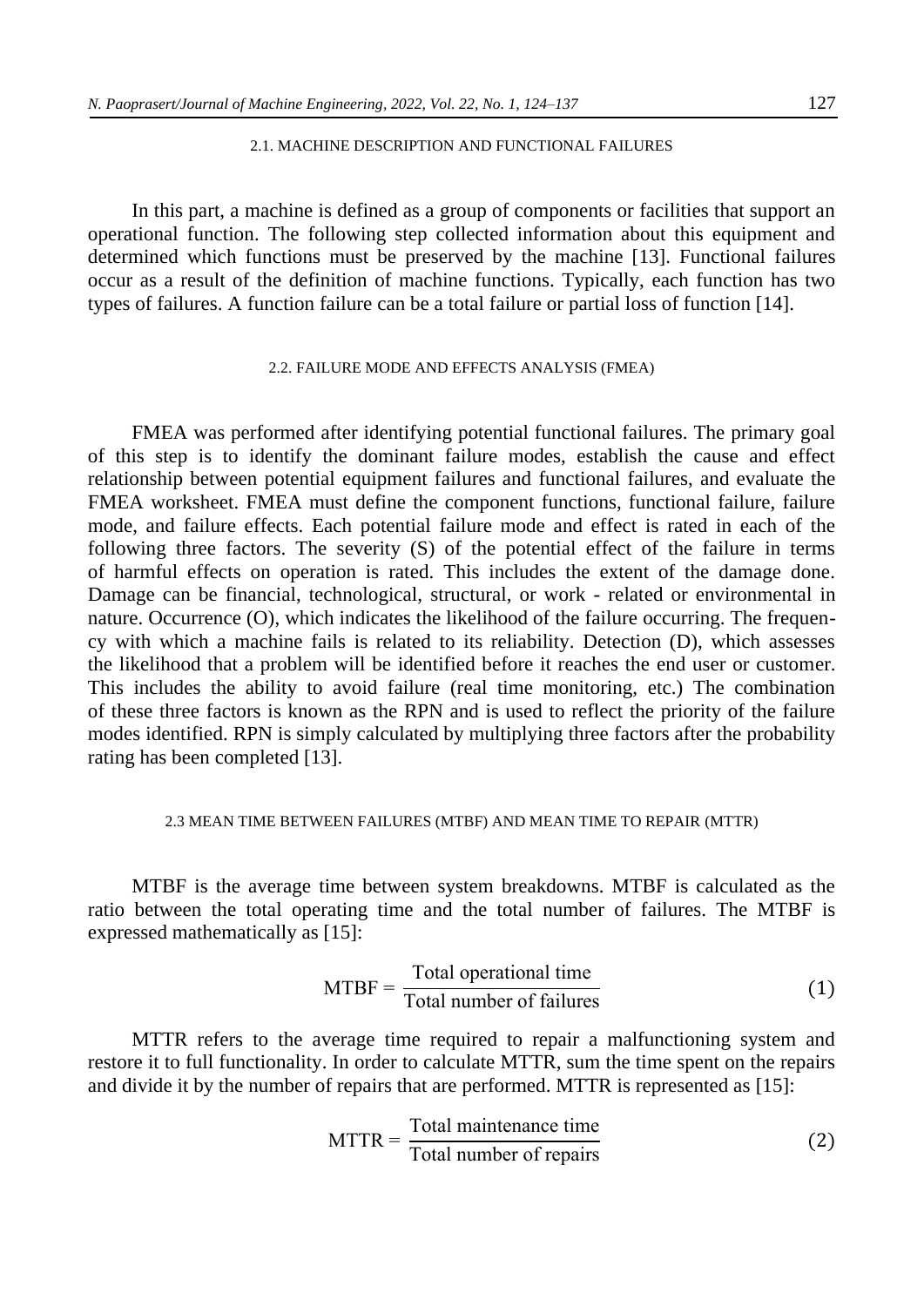### 2.1. MACHINE DESCRIPTION AND FUNCTIONAL FAILURES

In this part, a machine is defined as a group of components or facilities that support an operational function. The following step collected information about this equipment and determined which functions must be preserved by the machine [13]. Functional failures occur as a result of the definition of machine functions. Typically, each function has two types of failures. A function failure can be a total failure or partial loss of function [14].

### 2.2. FAILURE MODE AND EFFECTS ANALYSIS (FMEA)

FMEA was performed after identifying potential functional failures. The primary goal of this step is to identify the dominant failure modes, establish the cause and effect relationship between potential equipment failures and functional failures, and evaluate the FMEA worksheet. FMEA must define the component functions, functional failure, failure mode, and failure effects. Each potential failure mode and effect is rated in each of the following three factors. The severity (S) of the potential effect of the failure in terms of harmful effects on operation is rated. This includes the extent of the damage done. Damage can be financial, technological, structural, or work - related or environmental in nature. Occurrence (O), which indicates the likelihood of the failure occurring. The frequency with which a machine fails is related to its reliability. Detection (D), which assesses the likelihood that a problem will be identified before it reaches the end user or customer. This includes the ability to avoid failure (real time monitoring, etc.) The combination of these three factors is known as the RPN and is used to reflect the priority of the failure modes identified. RPN is simply calculated by multiplying three factors after the probability rating has been completed [13].

### 2.3 MEAN TIME BETWEEN FAILURES (MTBF) AND MEAN TIME TO REPAIR (MTTR)

MTBF is the average time between system breakdowns. MTBF is calculated as the ratio between the total operating time and the total number of failures. The MTBF is expressed mathematically as [15]:

$$\text{MTBF} = \frac{\text{Total operational time}}{\text{Total number of failures}} \tag{1}$$

MTTR refers to the average time required to repair a malfunctioning system and restore it to full functionality. In order to calculate MTTR, sum the time spent on the repairs and divide it by the number of repairs that are performed. MTTR is represented as [15]:

$$\text{MTTR} = \frac{\text{Total maintenance time}}{\text{Total number of repairs}} \tag{2}$$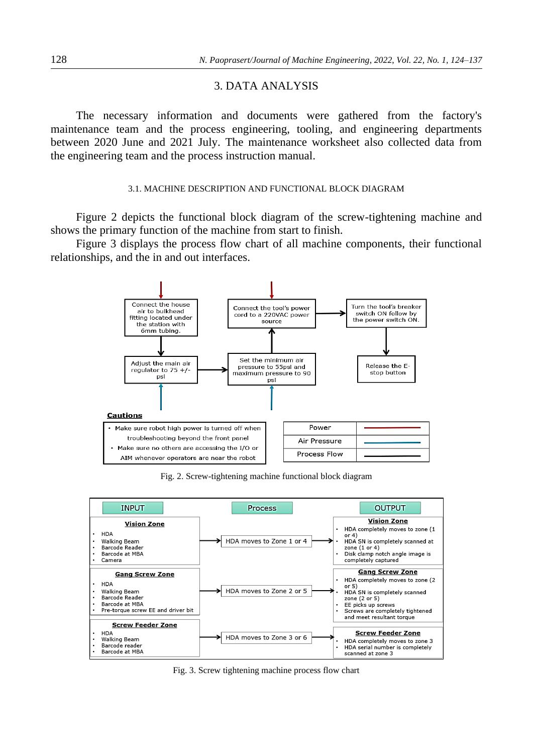## 3. DATA ANALYSIS

The necessary information and documents were gathered from the factory's maintenance team and the process engineering, tooling, and engineering departments between 2020 June and 2021 July. The maintenance worksheet also collected data from the engineering team and the process instruction manual.

### 3.1. MACHINE DESCRIPTION AND FUNCTIONAL BLOCK DIAGRAM

Figure 2 depicts the functional block diagram of the screw-tightening machine and shows the primary function of the machine from start to finish.

Figure 3 displays the process flow chart of all machine components, their functional relationships, and the in and out interfaces.

Connect the house air to bulkhead fitting located under the station with 6mm tubing.

Adjust the main air regulator to 75 +/- psi

Set the minimum air pressure to 55psi and maximum pressure to 90 psi

Connect the tool's power cord to a 220VAC power source

Turn the tool's breaker switch ON follow by the power switch ON.

Release the E-stop button

**Cautions**

- Make sure robot high power is turned off when troubleshooting beyond the front panel
- Make sure no others are accessing the I/O or AIM whenever operators are near the robot

| Legend | |
|---|---|
| Power | red line |
| Air Pressure | blue line |
| Process Flow | black line |

Fig. 2. Screw-tightening machine functional block diagram

| INPUT | Process | OUTPUT |
|---|---|---|
| **Vision Zone**<br>• HDA<br>• Walking Beam<br>• Barcode Reader<br>• Barcode at MBA<br>• Camera | HDA moves to Zone 1 or 4 | **Vision Zone**<br>• HDA completely moves to zone (1 or 4)<br>• HDA SN is completely scanned at zone (1 or 4)<br>• Disk clamp notch angle image is completely captured |
| **Gang Screw Zone**<br>• HDA<br>• Walking Beam<br>• Barcode Reader<br>• Barcode at MBA<br>• Pre-torque screw EE and driver bit | HDA moves to Zone 2 or 5 | **Gang Screw Zone**<br>• HDA completely moves to zone (2 or 5)<br>• HDA SN is completely scanned zone (2 or 5)<br>• EE picks up screws<br>• Screws are completely tightened and meet resultant torque |
| **Screw Feeder Zone**<br>• HDA<br>• Walking Beam<br>• Barcode reader<br>• Barcode at MBA | HDA moves to Zone 3 or 6 | **Screw Feeder Zone**<br>• HDA completely moves to zone 3<br>• HDA serial number is completely scanned at zone 3 |

Fig. 3. Screw tightening machine process flow chart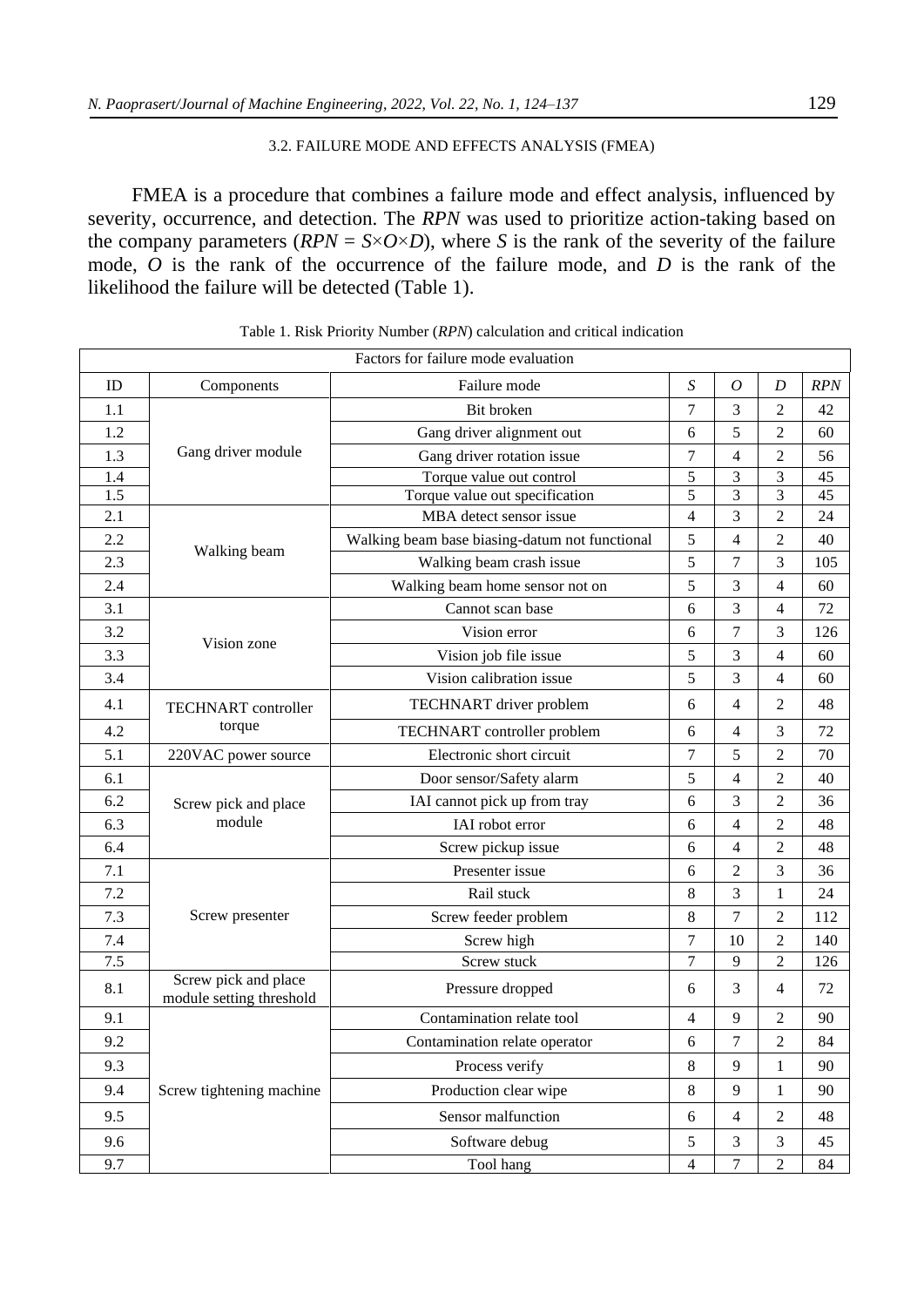### 3.2. FAILURE MODE AND EFFECTS ANALYSIS (FMEA)

FMEA is a procedure that combines a failure mode and effect analysis, influenced by severity, occurrence, and detection. The *RPN* was used to prioritize action-taking based on the company parameters ($RPN = S \times O \times D$), where $S$ is the rank of the severity of the failure mode, $O$ is the rank of the occurrence of the failure mode, and $D$ is the rank of the likelihood the failure will be detected (Table 1).

Table 1. Risk Priority Number (*RPN*) calculation and critical indication

| Factors for failure mode evaluation | | | | | | |
|---|---|---|---|---|---|---|
| ID | Components | Failure mode | *S* | *O* | *D* | *RPN* |
| 1.1 | Gang driver module | Bit broken | 7 | 3 | 2 | 42 |
| 1.2 | | Gang driver alignment out | 6 | 5 | 2 | 60 |
| 1.3 | | Gang driver rotation issue | 7 | 4 | 2 | 56 |
| 1.4 | | Torque value out control | 5 | 3 | 3 | 45 |
| 1.5 | | Torque value out specification | 5 | 3 | 3 | 45 |
| 2.1 | Walking beam | MBA detect sensor issue | 4 | 3 | 2 | 24 |
| 2.2 | | Walking beam base biasing-datum not functional | 5 | 4 | 2 | 40 |
| 2.3 | | Walking beam crash issue | 5 | 7 | 3 | 105 |
| 2.4 | | Walking beam home sensor not on | 5 | 3 | 4 | 60 |
| 3.1 | Vision zone | Cannot scan base | 6 | 3 | 4 | 72 |
| 3.2 | | Vision error | 6 | 7 | 3 | 126 |
| 3.3 | | Vision job file issue | 5 | 3 | 4 | 60 |
| 3.4 | | Vision calibration issue | 5 | 3 | 4 | 60 |
| 4.1 | TECHNART controller torque | TECHNART driver problem | 6 | 4 | 2 | 48 |
| 4.2 | | TECHNART controller problem | 6 | 4 | 3 | 72 |
| 5.1 | 220VAC power source | Electronic short circuit | 7 | 5 | 2 | 70 |
| 6.1 | Screw pick and place module | Door sensor/Safety alarm | 5 | 4 | 2 | 40 |
| 6.2 | | IAI cannot pick up from tray | 6 | 3 | 2 | 36 |
| 6.3 | | IAI robot error | 6 | 4 | 2 | 48 |
| 6.4 | | Screw pickup issue | 6 | 4 | 2 | 48 |
| 7.1 | Screw presenter | Presenter issue | 6 | 2 | 3 | 36 |
| 7.2 | | Rail stuck | 8 | 3 | 1 | 24 |
| 7.3 | | Screw feeder problem | 8 | 7 | 2 | 112 |
| 7.4 | | Screw high | 7 | 10 | 2 | 140 |
| 7.5 | | Screw stuck | 7 | 9 | 2 | 126 |
| 8.1 | Screw pick and place module setting threshold | Pressure dropped | 6 | 3 | 4 | 72 |
| 9.1 | Screw tightening machine | Contamination relate tool | 4 | 9 | 2 | 90 |
| 9.2 | | Contamination relate operator | 6 | 7 | 2 | 84 |
| 9.3 | | Process verify | 8 | 9 | 1 | 90 |
| 9.4 | | Production clear wipe | 8 | 9 | 1 | 90 |
| 9.5 | | Sensor malfunction | 6 | 4 | 2 | 48 |
| 9.6 | | Software debug | 5 | 3 | 3 | 45 |
| 9.7 | | Tool hang | 4 | 7 | 2 | 84 |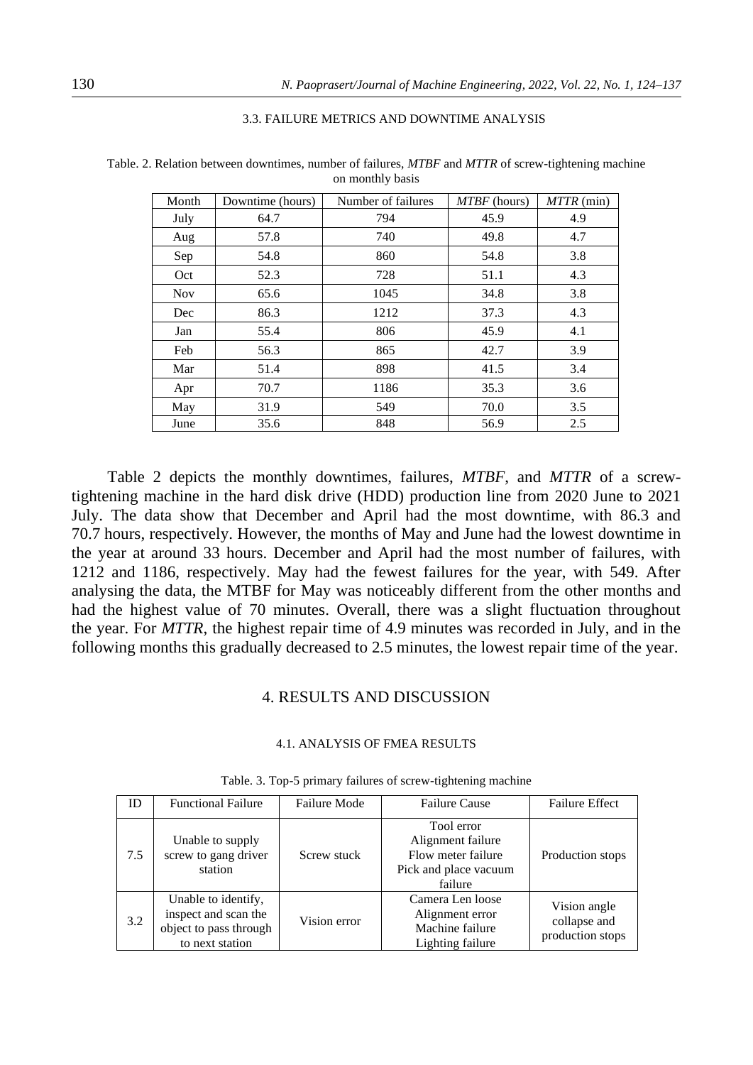### 3.3. FAILURE METRICS AND DOWNTIME ANALYSIS

Table. 2. Relation between downtimes, number of failures, *MTBF* and *MTTR* of screw-tightening machine on monthly basis

| Month | Downtime (hours) | Number of failures | *MTBF* (hours) | *MTTR* (min) |
|---|---|---|---|---|
| July | 64.7 | 794 | 45.9 | 4.9 |
| Aug | 57.8 | 740 | 49.8 | 4.7 |
| Sep | 54.8 | 860 | 54.8 | 3.8 |
| Oct | 52.3 | 728 | 51.1 | 4.3 |
| Nov | 65.6 | 1045 | 34.8 | 3.8 |
| Dec | 86.3 | 1212 | 37.3 | 4.3 |
| Jan | 55.4 | 806 | 45.9 | 4.1 |
| Feb | 56.3 | 865 | 42.7 | 3.9 |
| Mar | 51.4 | 898 | 41.5 | 3.4 |
| Apr | 70.7 | 1186 | 35.3 | 3.6 |
| May | 31.9 | 549 | 70.0 | 3.5 |
| June | 35.6 | 848 | 56.9 | 2.5 |

Table 2 depicts the monthly downtimes, failures, *MTBF*, and *MTTR* of a screw-tightening machine in the hard disk drive (HDD) production line from 2020 June to 2021 July. The data show that December and April had the most downtime, with 86.3 and 70.7 hours, respectively. However, the months of May and June had the lowest downtime in the year at around 33 hours. December and April had the most number of failures, with 1212 and 1186, respectively. May had the fewest failures for the year, with 549. After analysing the data, the MTBF for May was noticeably different from the other months and had the highest value of 70 minutes. Overall, there was a slight fluctuation throughout the year. For *MTTR*, the highest repair time of 4.9 minutes was recorded in July, and in the following months this gradually decreased to 2.5 minutes, the lowest repair time of the year.

## 4. RESULTS AND DISCUSSION

### 4.1. ANALYSIS OF FMEA RESULTS

Table. 3. Top-5 primary failures of screw-tightening machine

| ID | Functional Failure | Failure Mode | Failure Cause | Failure Effect |
|---|---|---|---|---|
| 7.5 | Unable to supply screw to gang driver station | Screw stuck | Tool error<br>Alignment failure<br>Flow meter failure<br>Pick and place vacuum failure | Production stops |
| 3.2 | Unable to identify, inspect and scan the object to pass through to next station | Vision error | Camera Len loose<br>Alignment error<br>Machine failure<br>Lighting failure | Vision angle collapse and production stops |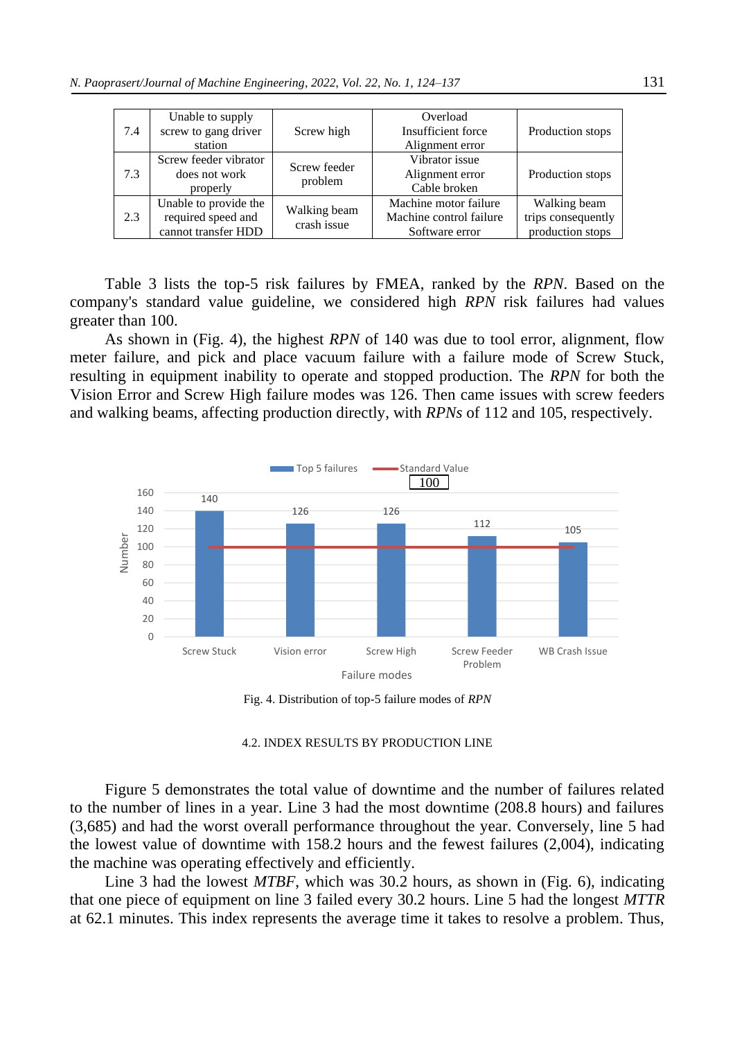| | | | | |
|---|---|---|---|---|
| 7.4 | Unable to supply screw to gang driver station | Screw high | Overload<br>Insufficient force<br>Alignment error | Production stops |
| 7.3 | Screw feeder vibrator does not work properly | Screw feeder problem | Vibrator issue<br>Alignment error<br>Cable broken | Production stops |
| 2.3 | Unable to provide the required speed and cannot transfer HDD | Walking beam crash issue | Machine motor failure<br>Machine control failure<br>Software error | Walking beam trips consequently production stops |

Table 3 lists the top-5 risk failures by FMEA, ranked by the *RPN*. Based on the company's standard value guideline, we considered high *RPN* risk failures had values greater than 100.

As shown in (Fig. 4), the highest *RPN* of 140 was due to tool error, alignment, flow meter failure, and pick and place vacuum failure with a failure mode of Screw Stuck, resulting in equipment inability to operate and stopped production. The *RPN* for both the Vision Error and Screw High failure modes was 126. Then came issues with screw feeders and walking beams, affecting production directly, with *RPNs* of 112 and 105, respectively.

Fig. 4. Distribution of top-5 failure modes of *RPN*

### 4.2. INDEX RESULTS BY PRODUCTION LINE

Figure 5 demonstrates the total value of downtime and the number of failures related to the number of lines in a year. Line 3 had the most downtime (208.8 hours) and failures (3,685) and had the worst overall performance throughout the year. Conversely, line 5 had the lowest value of downtime with 158.2 hours and the fewest failures (2,004), indicating the machine was operating effectively and efficiently.

Line 3 had the lowest *MTBF*, which was 30.2 hours, as shown in (Fig. 6), indicating that one piece of equipment on line 3 failed every 30.2 hours. Line 5 had the longest *MTTR* at 62.1 minutes. This index represents the average time it takes to resolve a problem. Thus,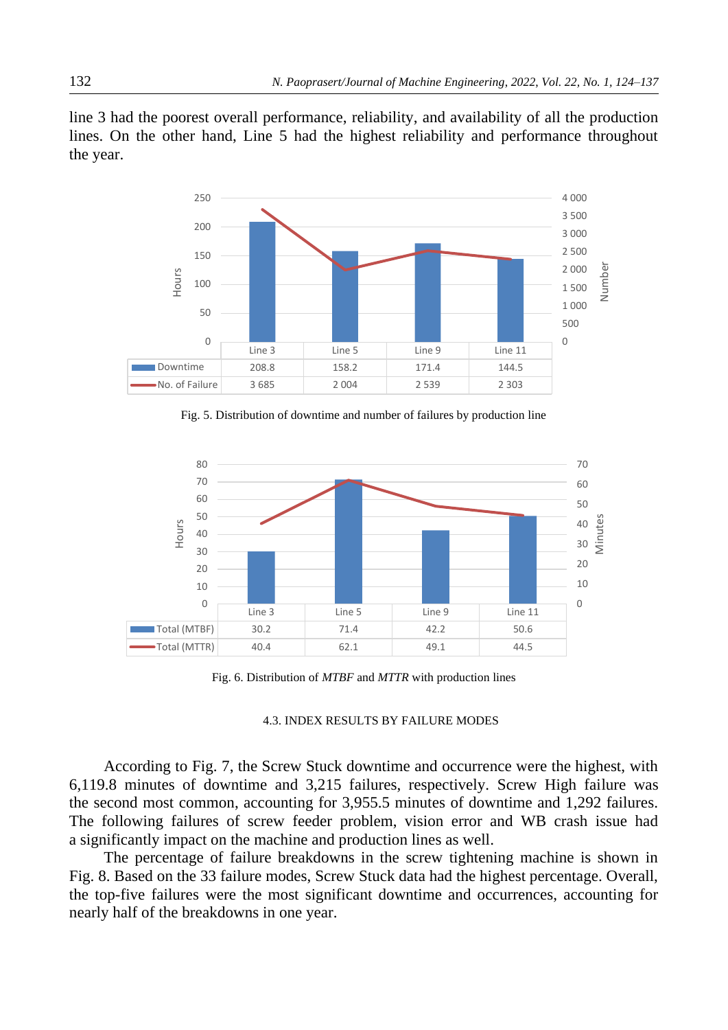line 3 had the poorest overall performance, reliability, and availability of all the production lines. On the other hand, Line 5 had the highest reliability and performance throughout the year.

| | Line 3 | Line 5 | Line 9 | Line 11 |
|---|---|---|---|---|
| Downtime | 208.8 | 158.2 | 171.4 | 144.5 |
| No. of Failure | 3 685 | 2 004 | 2 539 | 2 303 |

Fig. 5. Distribution of downtime and number of failures by production line

| | Line 3 | Line 5 | Line 9 | Line 11 |
|---|---|---|---|---|
| Total (MTBF) | 30.2 | 71.4 | 42.2 | 50.6 |
| Total (MTTR) | 40.4 | 62.1 | 49.1 | 44.5 |

Fig. 6. Distribution of *MTBF* and *MTTR* with production lines

### 4.3. INDEX RESULTS BY FAILURE MODES

According to Fig. 7, the Screw Stuck downtime and occurrence were the highest, with 6,119.8 minutes of downtime and 3,215 failures, respectively. Screw High failure was the second most common, accounting for 3,955.5 minutes of downtime and 1,292 failures. The following failures of screw feeder problem, vision error and WB crash issue had a significantly impact on the machine and production lines as well.

The percentage of failure breakdowns in the screw tightening machine is shown in Fig. 8. Based on the 33 failure modes, Screw Stuck data had the highest percentage. Overall, the top-five failures were the most significant downtime and occurrences, accounting for nearly half of the breakdowns in one year.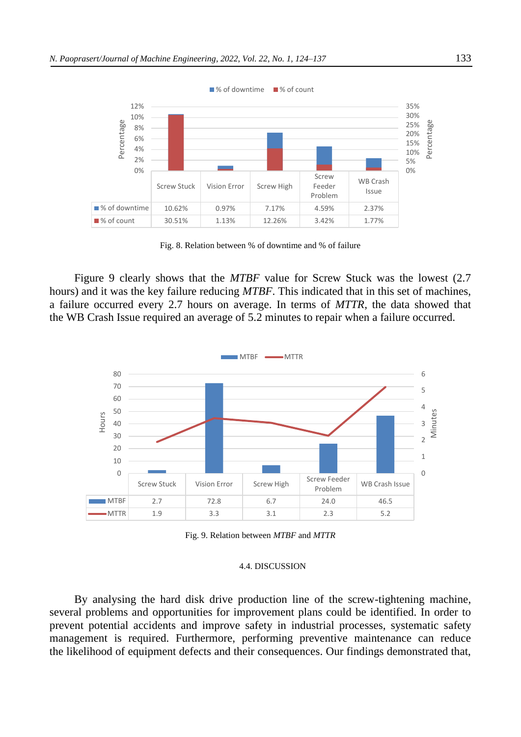| | Screw Stuck | Vision Error | Screw High | Screw Feeder Problem | WB Crash Issue |
|---|---|---|---|---|---|
| % of downtime | 10.62% | 0.97% | 7.17% | 4.59% | 2.37% |
| % of count | 30.51% | 1.13% | 12.26% | 3.42% | 1.77% |

Fig. 8. Relation between % of downtime and % of failure

Figure 9 clearly shows that the *MTBF* value for Screw Stuck was the lowest (2.7 hours) and it was the key failure reducing *MTBF*. This indicated that in this set of machines, a failure occurred every 2.7 hours on average. In terms of *MTTR*, the data showed that the WB Crash Issue required an average of 5.2 minutes to repair when a failure occurred.

| | Screw Stuck | Vision Error | Screw High | Screw Feeder Problem | WB Crash Issue |
|---|---|---|---|---|---|
| MTBF | 2.7 | 72.8 | 6.7 | 24.0 | 46.5 |
| MTTR | 1.9 | 3.3 | 3.1 | 2.3 | 5.2 |

Fig. 9. Relation between *MTBF* and *MTTR*

### 4.4. DISCUSSION

By analysing the hard disk drive production line of the screw-tightening machine, several problems and opportunities for improvement plans could be identified. In order to prevent potential accidents and improve safety in industrial processes, systematic safety management is required. Furthermore, performing preventive maintenance can reduce the likelihood of equipment defects and their consequences. Our findings demonstrated that,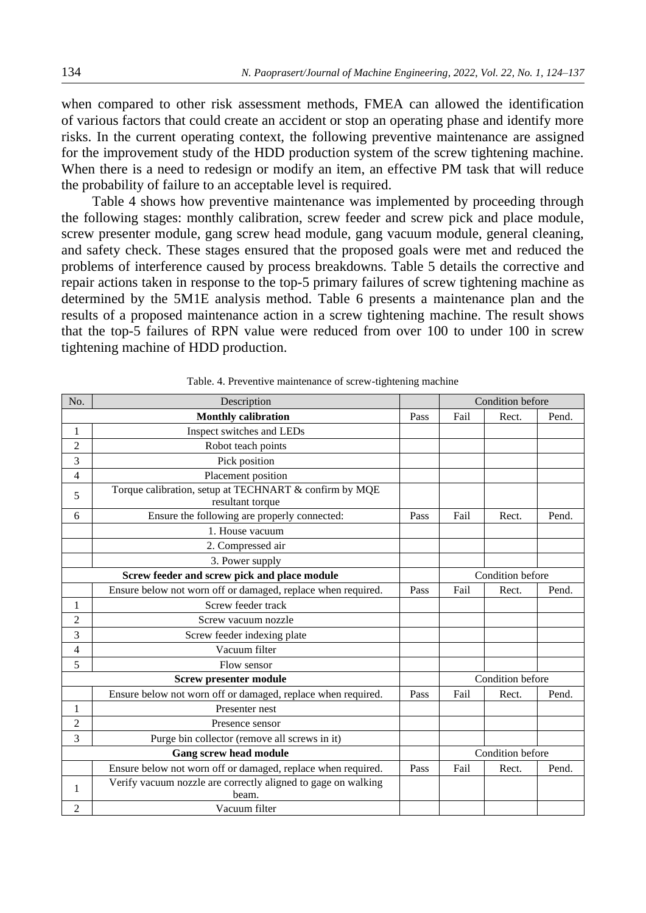when compared to other risk assessment methods, FMEA can allowed the identification of various factors that could create an accident or stop an operating phase and identify more risks. In the current operating context, the following preventive maintenance are assigned for the improvement study of the HDD production system of the screw tightening machine. When there is a need to redesign or modify an item, an effective PM task that will reduce the probability of failure to an acceptable level is required.

Table 4 shows how preventive maintenance was implemented by proceeding through the following stages: monthly calibration, screw feeder and screw pick and place module, screw presenter module, gang screw head module, gang vacuum module, general cleaning, and safety check. These stages ensured that the proposed goals were met and reduced the problems of interference caused by process breakdowns. Table 5 details the corrective and repair actions taken in response to the top-5 primary failures of screw tightening machine as determined by the 5M1E analysis method. Table 6 presents a maintenance plan and the results of a proposed maintenance action in a screw tightening machine. The result shows that the top-5 failures of RPN value were reduced from over 100 to under 100 in screw tightening machine of HDD production.

Table. 4. Preventive maintenance of screw-tightening machine

| No. | Description | | Condition before | | |
|---|---|---|---|---|---|
| | **Monthly calibration** | Pass | Fail | Rect. | Pend. |
| 1 | Inspect switches and LEDs | | | | |
| 2 | Robot teach points | | | | |
| 3 | Pick position | | | | |
| 4 | Placement position | | | | |
| 5 | Torque calibration, setup at TECHNART & confirm by MQE resultant torque | | | | |
| 6 | Ensure the following are properly connected: | Pass | Fail | Rect. | Pend. |
| | 1. House vacuum | | | | |
| | 2. Compressed air | | | | |
| | 3. Power supply | | | | |
| | **Screw feeder and screw pick and place module** | | Condition before | | |
| | Ensure below not worn off or damaged, replace when required. | Pass | Fail | Rect. | Pend. |
| 1 | Screw feeder track | | | | |
| 2 | Screw vacuum nozzle | | | | |
| 3 | Screw feeder indexing plate | | | | |
| 4 | Vacuum filter | | | | |
| 5 | Flow sensor | | | | |
| | **Screw presenter module** | | Condition before | | |
| | Ensure below not worn off or damaged, replace when required. | Pass | Fail | Rect. | Pend. |
| 1 | Presenter nest | | | | |
| 2 | Presence sensor | | | | |
| 3 | Purge bin collector (remove all screws in it) | | | | |
| | **Gang screw head module** | | Condition before | | |
| | Ensure below not worn off or damaged, replace when required. | Pass | Fail | Rect. | Pend. |
| 1 | Verify vacuum nozzle are correctly aligned to gage on walking beam. | | | | |
| 2 | Vacuum filter | | | | |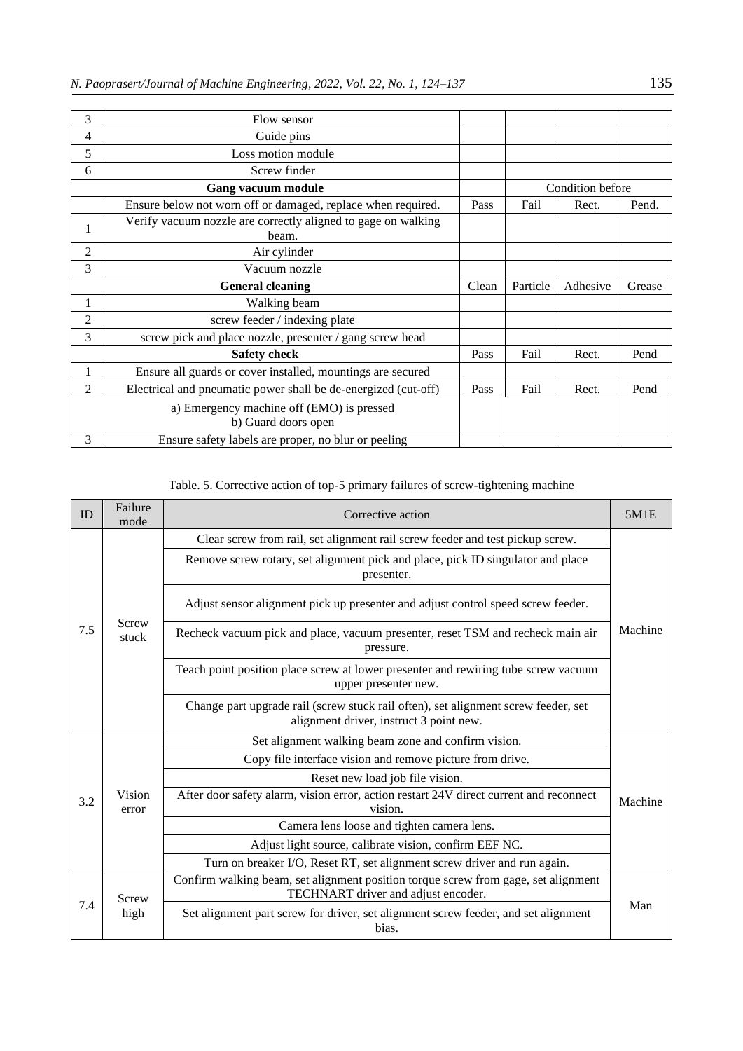| 3 | Flow sensor | | | | |
|---|---|---|---|---|---|
| 4 | Guide pins | | | | |
| 5 | Loss motion module | | | | |
| 6 | Screw finder | | | | |
| | **Gang vacuum module** | | Condition before | | |
| | Ensure below not worn off or damaged, replace when required. | Pass | Fail | Rect. | Pend. |
| 1 | Verify vacuum nozzle are correctly aligned to gage on walking beam. | | | | |
| 2 | Air cylinder | | | | |
| 3 | Vacuum nozzle | | | | |
| | **General cleaning** | Clean | Particle | Adhesive | Grease |
| 1 | Walking beam | | | | |
| 2 | screw feeder / indexing plate | | | | |
| 3 | screw pick and place nozzle, presenter / gang screw head | | | | |
| | **Safety check** | Pass | Fail | Rect. | Pend |
| 1 | Ensure all guards or cover installed, mountings are secured | | | | |
| 2 | Electrical and pneumatic power shall be de-energized (cut-off) | Pass | Fail | Rect. | Pend |
| | a) Emergency machine off (EMO) is pressed<br>b) Guard doors open | | | | |
| 3 | Ensure safety labels are proper, no blur or peeling | | | | |

Table. 5. Corrective action of top-5 primary failures of screw-tightening machine

| ID | Failure mode | Corrective action | 5M1E |
|---|---|---|---|
| 7.5 | Screw stuck | Clear screw from rail, set alignment rail screw feeder and test pickup screw. | Machine |
| | | Remove screw rotary, set alignment pick and place, pick ID singulator and place presenter. | |
| | | Adjust sensor alignment pick up presenter and adjust control speed screw feeder. | |
| | | Recheck vacuum pick and place, vacuum presenter, reset TSM and recheck main air pressure. | |
| | | Teach point position place screw at lower presenter and rewiring tube screw vacuum upper presenter new. | |
| | | Change part upgrade rail (screw stuck rail often), set alignment screw feeder, set alignment driver, instruct 3 point new. | |
| 3.2 | Vision error | Set alignment walking beam zone and confirm vision. | Machine |
| | | Copy file interface vision and remove picture from drive. | |
| | | Reset new load job file vision. | |
| | | After door safety alarm, vision error, action restart 24V direct current and reconnect vision. | |
| | | Camera lens loose and tighten camera lens. | |
| | | Adjust light source, calibrate vision, confirm EEF NC. | |
| | | Turn on breaker I/O, Reset RT, set alignment screw driver and run again. | |
| 7.4 | Screw high | Confirm walking beam, set alignment position torque screw from gage, set alignment TECHNART driver and adjust encoder. | Man |
| | | Set alignment part screw for driver, set alignment screw feeder, and set alignment bias. | |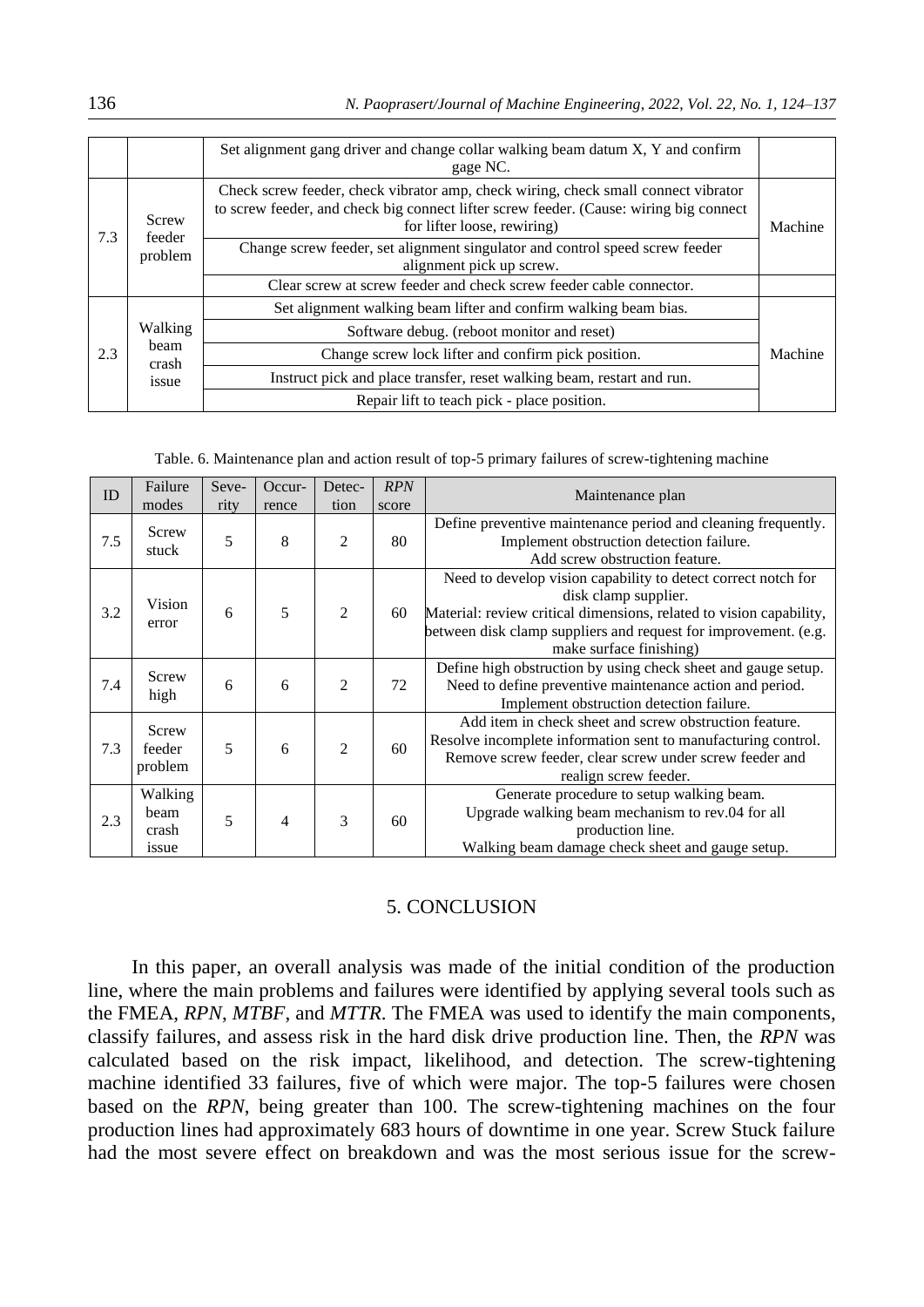|  |  | Set alignment gang driver and change collar walking beam datum X, Y and confirm gage NC. |  |
|---|---|---|---|
| 7.3 | Screw feeder problem | Check screw feeder, check vibrator amp, check wiring, check small connect vibrator to screw feeder, and check big connect lifter screw feeder. (Cause: wiring big connect for lifter loose, rewiring) | Machine |
|  |  | Change screw feeder, set alignment singulator and control speed screw feeder alignment pick up screw. |  |
|  |  | Clear screw at screw feeder and check screw feeder cable connector. |  |
| 2.3 | Walking beam crash issue | Set alignment walking beam lifter and confirm walking beam bias. | Machine |
|  |  | Software debug. (reboot monitor and reset) |  |
|  |  | Change screw lock lifter and confirm pick position. |  |
|  |  | Instruct pick and place transfer, reset walking beam, restart and run. |  |
|  |  | Repair lift to teach pick - place position. |  |

Table. 6. Maintenance plan and action result of top-5 primary failures of screw-tightening machine

| ID | Failure modes | Severity | Occurrence | Detection | *RPN* score | Maintenance plan |
|---|---|---|---|---|---|---|
| 7.5 | Screw stuck | 5 | 8 | 2 | 80 | Define preventive maintenance period and cleaning frequently. Implement obstruction detection failure. Add screw obstruction feature. |
| 3.2 | Vision error | 6 | 5 | 2 | 60 | Need to develop vision capability to detect correct notch for disk clamp supplier. Material: review critical dimensions, related to vision capability, between disk clamp suppliers and request for improvement. (e.g. make surface finishing) |
| 7.4 | Screw high | 6 | 6 | 2 | 72 | Define high obstruction by using check sheet and gauge setup. Need to define preventive maintenance action and period. Implement obstruction detection failure. |
| 7.3 | Screw feeder problem | 5 | 6 | 2 | 60 | Add item in check sheet and screw obstruction feature. Resolve incomplete information sent to manufacturing control. Remove screw feeder, clear screw under screw feeder and realign screw feeder. |
| 2.3 | Walking beam crash issue | 5 | 4 | 3 | 60 | Generate procedure to setup walking beam. Upgrade walking beam mechanism to rev.04 for all production line. Walking beam damage check sheet and gauge setup. |

## 5. CONCLUSION

In this paper, an overall analysis was made of the initial condition of the production line, where the main problems and failures were identified by applying several tools such as the FMEA, *RPN*, *MTBF*, and *MTTR*. The FMEA was used to identify the main components, classify failures, and assess risk in the hard disk drive production line. Then, the *RPN* was calculated based on the risk impact, likelihood, and detection. The screw-tightening machine identified 33 failures, five of which were major. The top-5 failures were chosen based on the *RPN*, being greater than 100. The screw-tightening machines on the four production lines had approximately 683 hours of downtime in one year. Screw Stuck failure had the most severe effect on breakdown and was the most serious issue for the screw-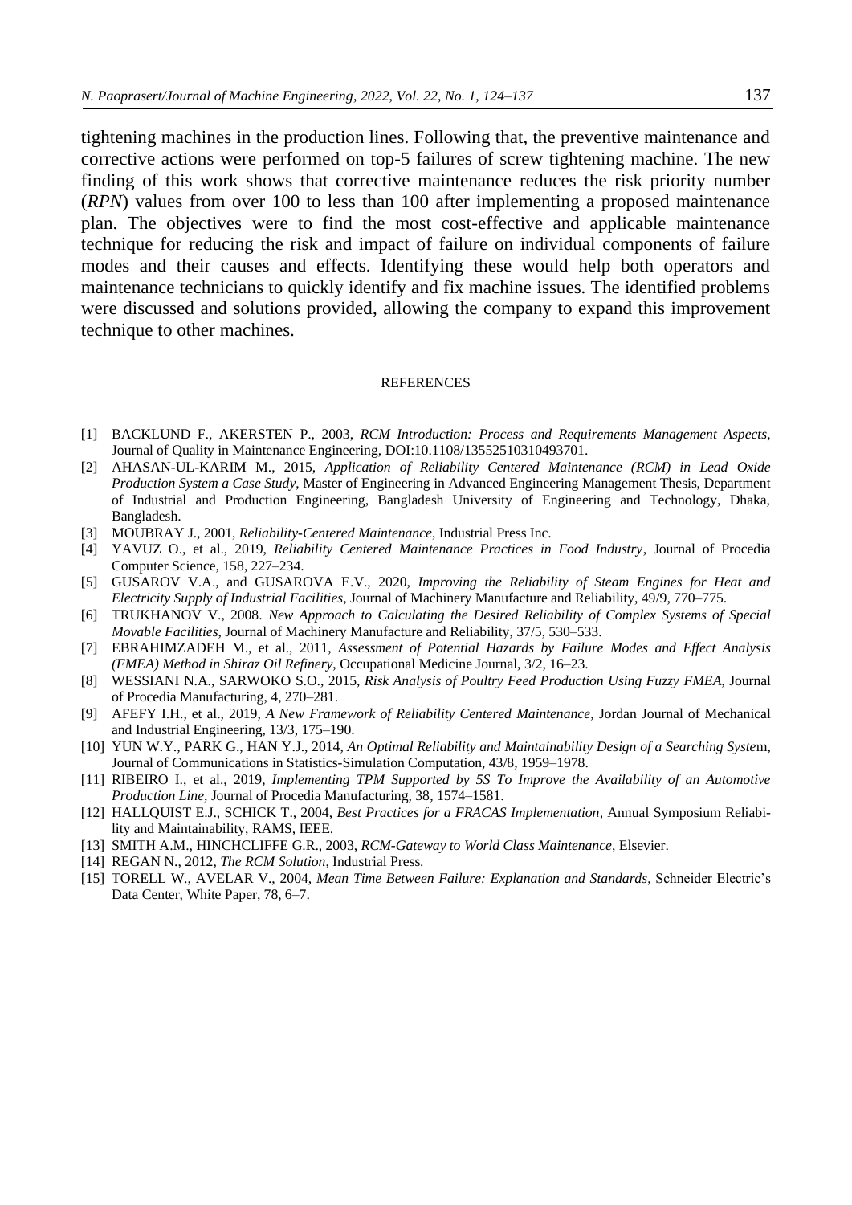tightening machines in the production lines. Following that, the preventive maintenance and corrective actions were performed on top-5 failures of screw tightening machine. The new finding of this work shows that corrective maintenance reduces the risk priority number (*RPN*) values from over 100 to less than 100 after implementing a proposed maintenance plan. The objectives were to find the most cost-effective and applicable maintenance technique for reducing the risk and impact of failure on individual components of failure modes and their causes and effects. Identifying these would help both operators and maintenance technicians to quickly identify and fix machine issues. The identified problems were discussed and solutions provided, allowing the company to expand this improvement technique to other machines.

## REFERENCES

[1] BACKLUND F., AKERSTEN P., 2003, *RCM Introduction: Process and Requirements Management Aspects*, Journal of Quality in Maintenance Engineering, DOI:10.1108/13552510310493701.

[2] AHASAN-UL-KARIM M., 2015, *Application of Reliability Centered Maintenance (RCM) in Lead Oxide Production System a Case Study*, Master of Engineering in Advanced Engineering Management Thesis, Department of Industrial and Production Engineering, Bangladesh University of Engineering and Technology, Dhaka, Bangladesh.

[3] MOUBRAY J., 2001, *Reliability-Centered Maintenance*, Industrial Press Inc.

[4] YAVUZ O., et al., 2019, *Reliability Centered Maintenance Practices in Food Industry*, Journal of Procedia Computer Science, 158, 227–234.

[5] GUSAROV V.A., and GUSAROVA E.V., 2020, *Improving the Reliability of Steam Engines for Heat and Electricity Supply of Industrial Facilities*, Journal of Machinery Manufacture and Reliability, 49/9, 770–775.

[6] TRUKHANOV V., 2008. *New Approach to Calculating the Desired Reliability of Complex Systems of Special Movable Facilities*, Journal of Machinery Manufacture and Reliability, 37/5, 530–533.

[7] EBRAHIMZADEH M., et al., 2011, *Assessment of Potential Hazards by Failure Modes and Effect Analysis (FMEA) Method in Shiraz Oil Refinery*, Occupational Medicine Journal, 3/2, 16–23.

[8] WESSIANI N.A., SARWOKO S.O., 2015, *Risk Analysis of Poultry Feed Production Using Fuzzy FMEA*, Journal of Procedia Manufacturing, 4, 270–281.

[9] AFEFY I.H., et al., 2019, *A New Framework of Reliability Centered Maintenance*, Jordan Journal of Mechanical and Industrial Engineering, 13/3, 175–190.

[10] YUN W.Y., PARK G., HAN Y.J., 2014, *An Optimal Reliability and Maintainability Design of a Searching Syste*m, Journal of Communications in Statistics-Simulation Computation, 43/8, 1959–1978.

[11] RIBEIRO I., et al., 2019, *Implementing TPM Supported by 5S To Improve the Availability of an Automotive Production Line*, Journal of Procedia Manufacturing, 38, 1574–1581.

[12] HALLQUIST E.J., SCHICK T., 2004, *Best Practices for a FRACAS Implementation*, Annual Symposium Reliability and Maintainability, RAMS, IEEE.

[13] SMITH A.M., HINCHCLIFFE G.R., 2003, *RCM-Gateway to World Class Maintenance*, Elsevier.

[14] REGAN N., 2012, *The RCM Solution*, Industrial Press.

[15] TORELL W., AVELAR V., 2004, *Mean Time Between Failure: Explanation and Standards*, Schneider Electric's Data Center, White Paper, 78, 6–7.